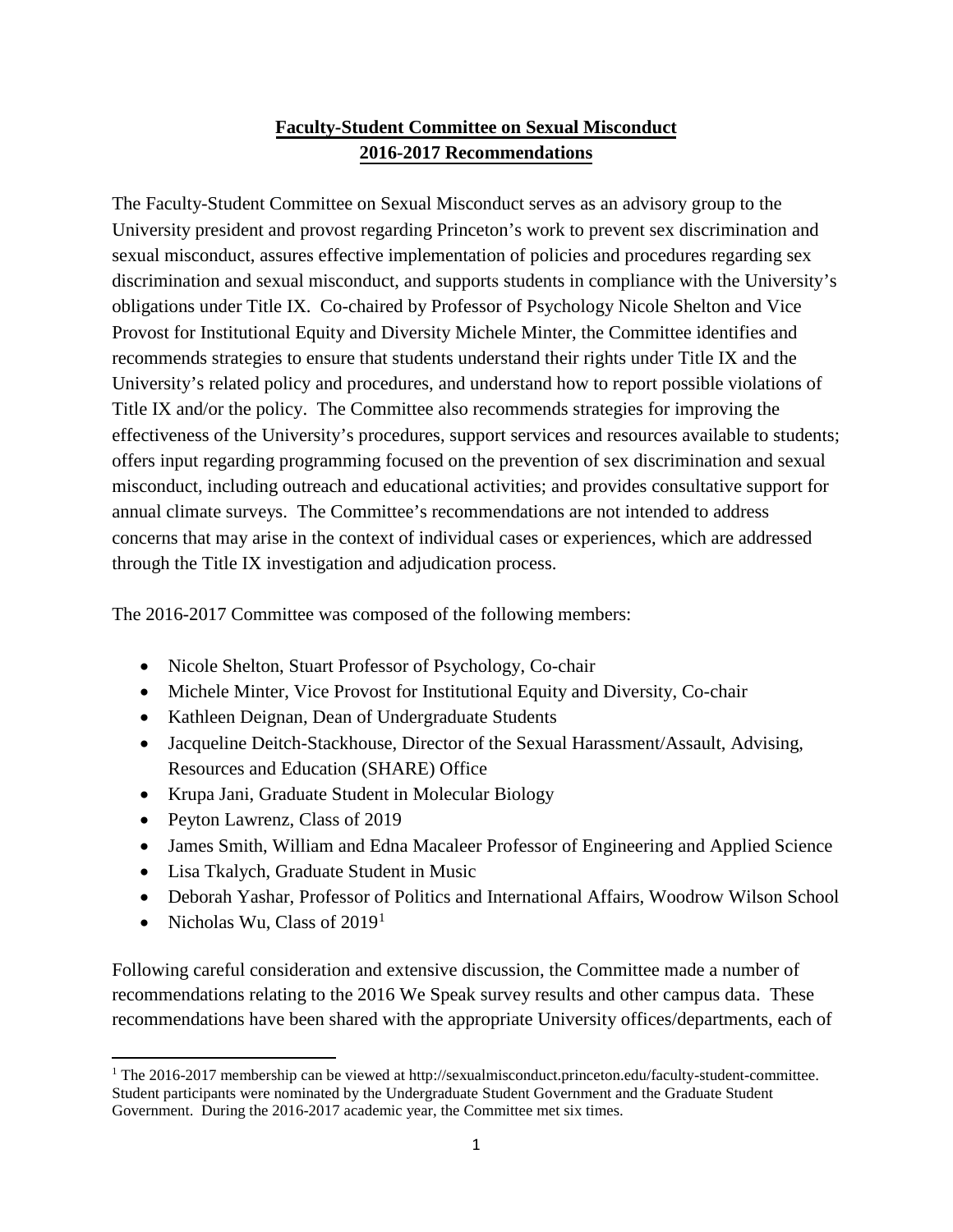# Faculty-Student Committee on Sexual Misconduct
## 2016-2017 Recommendations

The Faculty-Student Committee on Sexual Misconduct serves as an advisory group to the University president and provost regarding Princeton's work to prevent sex discrimination and sexual misconduct, assures effective implementation of policies and procedures regarding sex discrimination and sexual misconduct, and supports students in compliance with the University's obligations under Title IX. Co-chaired by Professor of Psychology Nicole Shelton and Vice Provost for Institutional Equity and Diversity Michele Minter, the Committee identifies and recommends strategies to ensure that students understand their rights under Title IX and the University's related policy and procedures, and understand how to report possible violations of Title IX and/or the policy. The Committee also recommends strategies for improving the effectiveness of the University's procedures, support services and resources available to students; offers input regarding programming focused on the prevention of sex discrimination and sexual misconduct, including outreach and educational activities; and provides consultative support for annual climate surveys. The Committee's recommendations are not intended to address concerns that may arise in the context of individual cases or experiences, which are addressed through the Title IX investigation and adjudication process.

The 2016-2017 Committee was composed of the following members:

- Nicole Shelton, Stuart Professor of Psychology, Co-chair
- Michele Minter, Vice Provost for Institutional Equity and Diversity, Co-chair
- Kathleen Deignan, Dean of Undergraduate Students
- Jacqueline Deitch-Stackhouse, Director of the Sexual Harassment/Assault, Advising, Resources and Education (SHARE) Office
- Krupa Jani, Graduate Student in Molecular Biology
- Peyton Lawrenz, Class of 2019
- James Smith, William and Edna Macaleer Professor of Engineering and Applied Science
- Lisa Tkalych, Graduate Student in Music
- Deborah Yashar, Professor of Politics and International Affairs, Woodrow Wilson School
- Nicholas Wu, Class of 2019[1]

Following careful consideration and extensive discussion, the Committee made a number of recommendations relating to the 2016 We Speak survey results and other campus data. These recommendations have been shared with the appropriate University offices/departments, each of

[1] The 2016-2017 membership can be viewed at http://sexualmisconduct.princeton.edu/faculty-student-committee. Student participants were nominated by the Undergraduate Student Government and the Graduate Student Government. During the 2016-2017 academic year, the Committee met six times.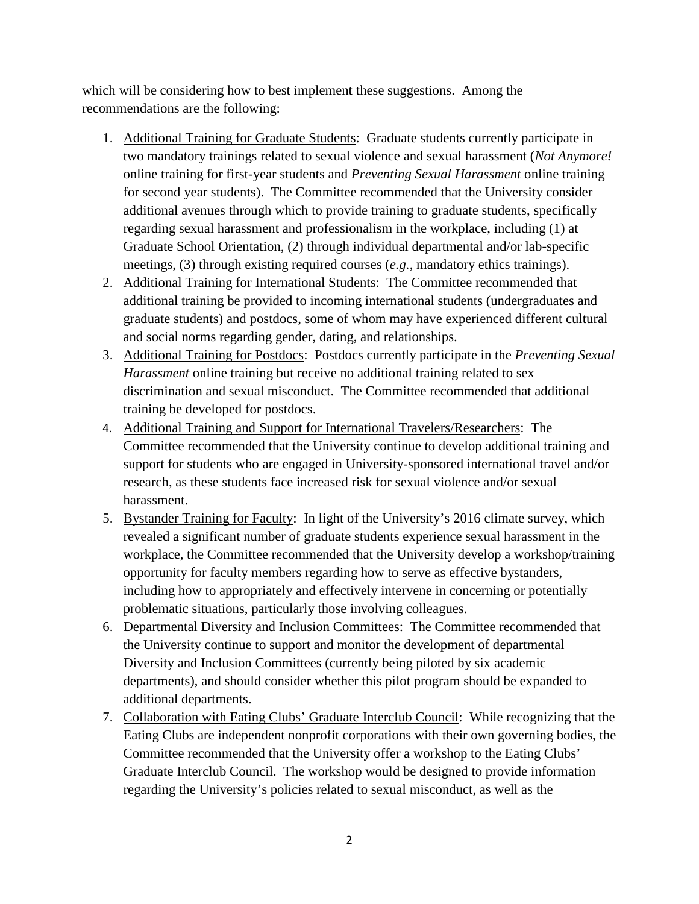which will be considering how to best implement these suggestions. Among the recommendations are the following:

1. Additional Training for Graduate Students: Graduate students currently participate in two mandatory trainings related to sexual violence and sexual harassment (*Not Anymore!* online training for first-year students and *Preventing Sexual Harassment* online training for second year students). The Committee recommended that the University consider additional avenues through which to provide training to graduate students, specifically regarding sexual harassment and professionalism in the workplace, including (1) at Graduate School Orientation, (2) through individual departmental and/or lab-specific meetings, (3) through existing required courses (*e.g.*, mandatory ethics trainings).
2. Additional Training for International Students: The Committee recommended that additional training be provided to incoming international students (undergraduates and graduate students) and postdocs, some of whom may have experienced different cultural and social norms regarding gender, dating, and relationships.
3. Additional Training for Postdocs: Postdocs currently participate in the *Preventing Sexual Harassment* online training but receive no additional training related to sex discrimination and sexual misconduct. The Committee recommended that additional training be developed for postdocs.
4. Additional Training and Support for International Travelers/Researchers: The Committee recommended that the University continue to develop additional training and support for students who are engaged in University-sponsored international travel and/or research, as these students face increased risk for sexual violence and/or sexual harassment.
5. Bystander Training for Faculty: In light of the University's 2016 climate survey, which revealed a significant number of graduate students experience sexual harassment in the workplace, the Committee recommended that the University develop a workshop/training opportunity for faculty members regarding how to serve as effective bystanders, including how to appropriately and effectively intervene in concerning or potentially problematic situations, particularly those involving colleagues.
6. Departmental Diversity and Inclusion Committees: The Committee recommended that the University continue to support and monitor the development of departmental Diversity and Inclusion Committees (currently being piloted by six academic departments), and should consider whether this pilot program should be expanded to additional departments.
7. Collaboration with Eating Clubs' Graduate Interclub Council: While recognizing that the Eating Clubs are independent nonprofit corporations with their own governing bodies, the Committee recommended that the University offer a workshop to the Eating Clubs' Graduate Interclub Council. The workshop would be designed to provide information regarding the University's policies related to sexual misconduct, as well as the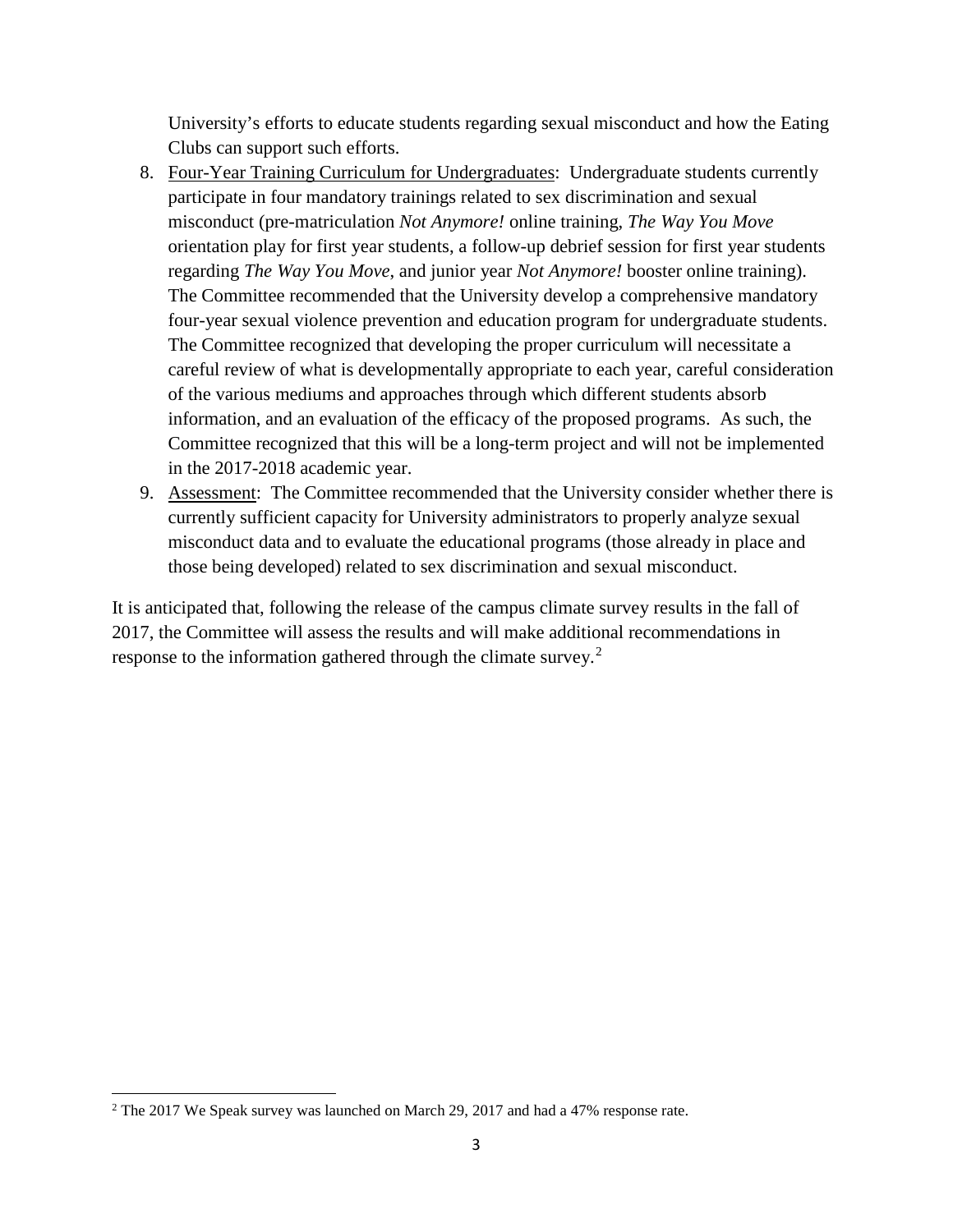University's efforts to educate students regarding sexual misconduct and how the Eating Clubs can support such efforts.

8. Four-Year Training Curriculum for Undergraduates: Undergraduate students currently participate in four mandatory trainings related to sex discrimination and sexual misconduct (pre-matriculation *Not Anymore!* online training, *The Way You Move* orientation play for first year students, a follow-up debrief session for first year students regarding *The Way You Move*, and junior year *Not Anymore!* booster online training). The Committee recommended that the University develop a comprehensive mandatory four-year sexual violence prevention and education program for undergraduate students. The Committee recognized that developing the proper curriculum will necessitate a careful review of what is developmentally appropriate to each year, careful consideration of the various mediums and approaches through which different students absorb information, and an evaluation of the efficacy of the proposed programs. As such, the Committee recognized that this will be a long-term project and will not be implemented in the 2017-2018 academic year.
9. Assessment: The Committee recommended that the University consider whether there is currently sufficient capacity for University administrators to properly analyze sexual misconduct data and to evaluate the educational programs (those already in place and those being developed) related to sex discrimination and sexual misconduct.

It is anticipated that, following the release of the campus climate survey results in the fall of 2017, the Committee will assess the results and will make additional recommendations in response to the information gathered through the climate survey.[2]

[2] The 2017 We Speak survey was launched on March 29, 2017 and had a 47% response rate.